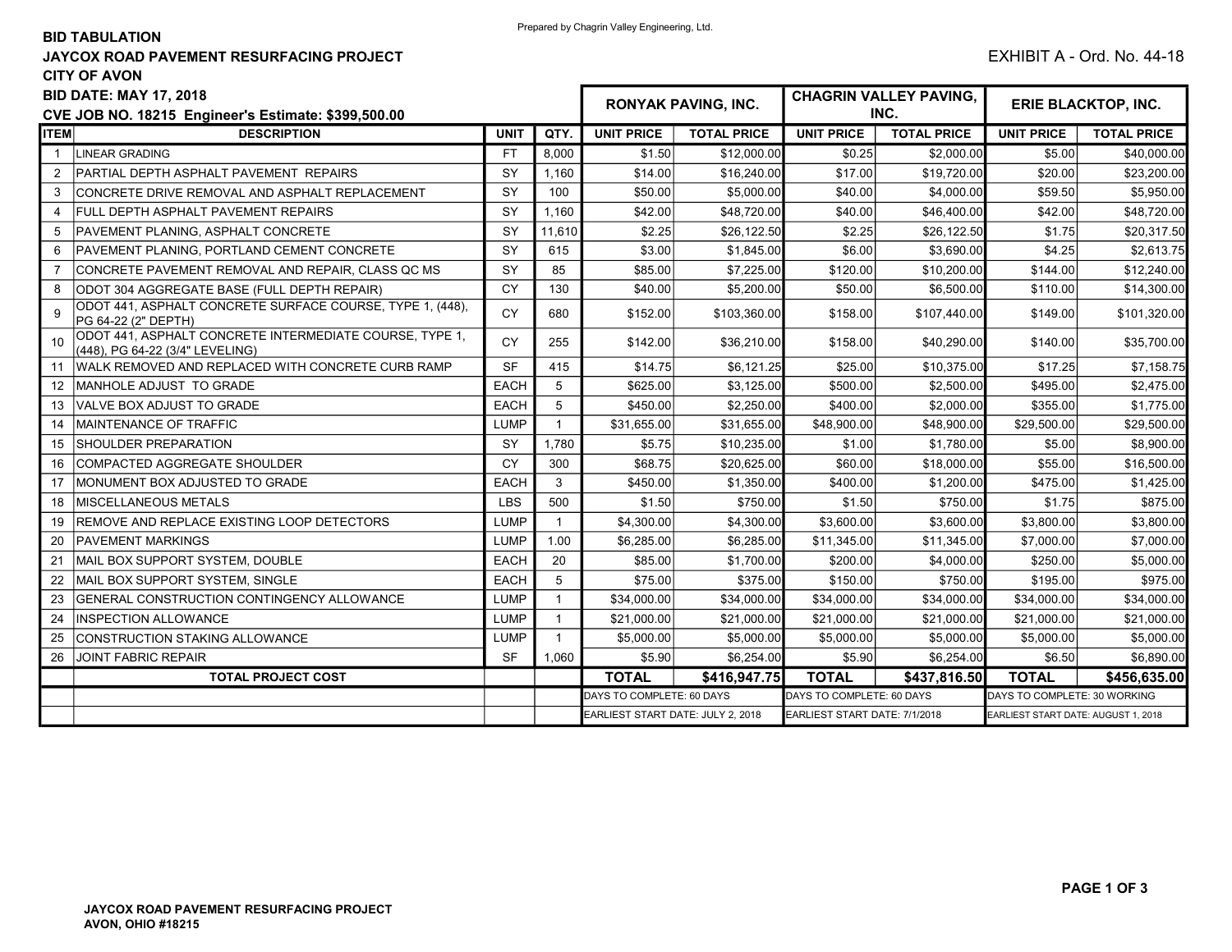Prepared by Chagrin Valley Engineering, Ltd.

**BID TABULATION**
**JAYCOX ROAD PAVEMENT RESURFACING PROJECT**
**CITY OF AVON**
**BID DATE: MAY 17, 2018**
**CVE JOB NO. 18215 Engineer's Estimate: $399,500.00**

EXHIBIT A - Ord. No. 44-18

| ITEM | DESCRIPTION | UNIT | QTY. | RONYAK PAVING, INC. | | CHAGRIN VALLEY PAVING, INC. | | ERIE BLACKTOP, INC. | |
|---|---|---|---|---|---|---|---|---|---|
| | | | | UNIT PRICE | TOTAL PRICE | UNIT PRICE | TOTAL PRICE | UNIT PRICE | TOTAL PRICE |
| 1 | LINEAR GRADING | FT | 8,000 | $1.50 | $12,000.00 | $0.25 | $2,000.00 | $5.00 | $40,000.00 |
| 2 | PARTIAL DEPTH ASPHALT PAVEMENT REPAIRS | SY | 1,160 | $14.00 | $16,240.00 | $17.00 | $19,720.00 | $20.00 | $23,200.00 |
| 3 | CONCRETE DRIVE REMOVAL AND ASPHALT REPLACEMENT | SY | 100 | $50.00 | $5,000.00 | $40.00 | $4,000.00 | $59.50 | $5,950.00 |
| 4 | FULL DEPTH ASPHALT PAVEMENT REPAIRS | SY | 1,160 | $42.00 | $48,720.00 | $40.00 | $46,400.00 | $42.00 | $48,720.00 |
| 5 | PAVEMENT PLANING, ASPHALT CONCRETE | SY | 11,610 | $2.25 | $26,122.50 | $2.25 | $26,122.50 | $1.75 | $20,317.50 |
| 6 | PAVEMENT PLANING, PORTLAND CEMENT CONCRETE | SY | 615 | $3.00 | $1,845.00 | $6.00 | $3,690.00 | $4.25 | $2,613.75 |
| 7 | CONCRETE PAVEMENT REMOVAL AND REPAIR, CLASS QC MS | SY | 85 | $85.00 | $7,225.00 | $120.00 | $10,200.00 | $144.00 | $12,240.00 |
| 8 | ODOT 304 AGGREGATE BASE (FULL DEPTH REPAIR) | CY | 130 | $40.00 | $5,200.00 | $50.00 | $6,500.00 | $110.00 | $14,300.00 |
| 9 | ODOT 441, ASPHALT CONCRETE SURFACE COURSE, TYPE 1, (448), PG 64-22 (2" DEPTH) | CY | 680 | $152.00 | $103,360.00 | $158.00 | $107,440.00 | $149.00 | $101,320.00 |
| 10 | ODOT 441, ASPHALT CONCRETE INTERMEDIATE COURSE, TYPE 1, (448), PG 64-22 (3/4" LEVELING) | CY | 255 | $142.00 | $36,210.00 | $158.00 | $40,290.00 | $140.00 | $35,700.00 |
| 11 | WALK REMOVED AND REPLACED WITH CONCRETE CURB RAMP | SF | 415 | $14.75 | $6,121.25 | $25.00 | $10,375.00 | $17.25 | $7,158.75 |
| 12 | MANHOLE ADJUST TO GRADE | EACH | 5 | $625.00 | $3,125.00 | $500.00 | $2,500.00 | $495.00 | $2,475.00 |
| 13 | VALVE BOX ADJUST TO GRADE | EACH | 5 | $450.00 | $2,250.00 | $400.00 | $2,000.00 | $355.00 | $1,775.00 |
| 14 | MAINTENANCE OF TRAFFIC | LUMP | 1 | $31,655.00 | $31,655.00 | $48,900.00 | $48,900.00 | $29,500.00 | $29,500.00 |
| 15 | SHOULDER PREPARATION | SY | 1,780 | $5.75 | $10,235.00 | $1.00 | $1,780.00 | $5.00 | $8,900.00 |
| 16 | COMPACTED AGGREGATE SHOULDER | CY | 300 | $68.75 | $20,625.00 | $60.00 | $18,000.00 | $55.00 | $16,500.00 |
| 17 | MONUMENT BOX ADJUSTED TO GRADE | EACH | 3 | $450.00 | $1,350.00 | $400.00 | $1,200.00 | $475.00 | $1,425.00 |
| 18 | MISCELLANEOUS METALS | LBS | 500 | $1.50 | $750.00 | $1.50 | $750.00 | $1.75 | $875.00 |
| 19 | REMOVE AND REPLACE EXISTING LOOP DETECTORS | LUMP | 1 | $4,300.00 | $4,300.00 | $3,600.00 | $3,600.00 | $3,800.00 | $3,800.00 |
| 20 | PAVEMENT MARKINGS | LUMP | 1.00 | $6,285.00 | $6,285.00 | $11,345.00 | $11,345.00 | $7,000.00 | $7,000.00 |
| 21 | MAIL BOX SUPPORT SYSTEM, DOUBLE | EACH | 20 | $85.00 | $1,700.00 | $200.00 | $4,000.00 | $250.00 | $5,000.00 |
| 22 | MAIL BOX SUPPORT SYSTEM, SINGLE | EACH | 5 | $75.00 | $375.00 | $150.00 | $750.00 | $195.00 | $975.00 |
| 23 | GENERAL CONSTRUCTION CONTINGENCY ALLOWANCE | LUMP | 1 | $34,000.00 | $34,000.00 | $34,000.00 | $34,000.00 | $34,000.00 | $34,000.00 |
| 24 | INSPECTION ALLOWANCE | LUMP | 1 | $21,000.00 | $21,000.00 | $21,000.00 | $21,000.00 | $21,000.00 | $21,000.00 |
| 25 | CONSTRUCTION STAKING ALLOWANCE | LUMP | 1 | $5,000.00 | $5,000.00 | $5,000.00 | $5,000.00 | $5,000.00 | $5,000.00 |
| 26 | JOINT FABRIC REPAIR | SF | 1,060 | $5.90 | $6,254.00 | $5.90 | $6,254.00 | $6.50 | $6,890.00 |
| | **TOTAL PROJECT COST** | | | **TOTAL** | **$416,947.75** | **TOTAL** | **$437,816.50** | **TOTAL** | **$456,635.00** |
| | | | | DAYS TO COMPLETE: 60 DAYS | | DAYS TO COMPLETE: 60 DAYS | | DAYS TO COMPLETE: 30 WORKING | |
| | | | | EARLIEST START DATE: JULY 2, 2018 | | EARLIEST START DATE: 7/1/2018 | | EARLIEST START DATE: AUGUST 1, 2018 | |

**JAYCOX ROAD PAVEMENT RESURFACING PROJECT**
**AVON, OHIO #18215**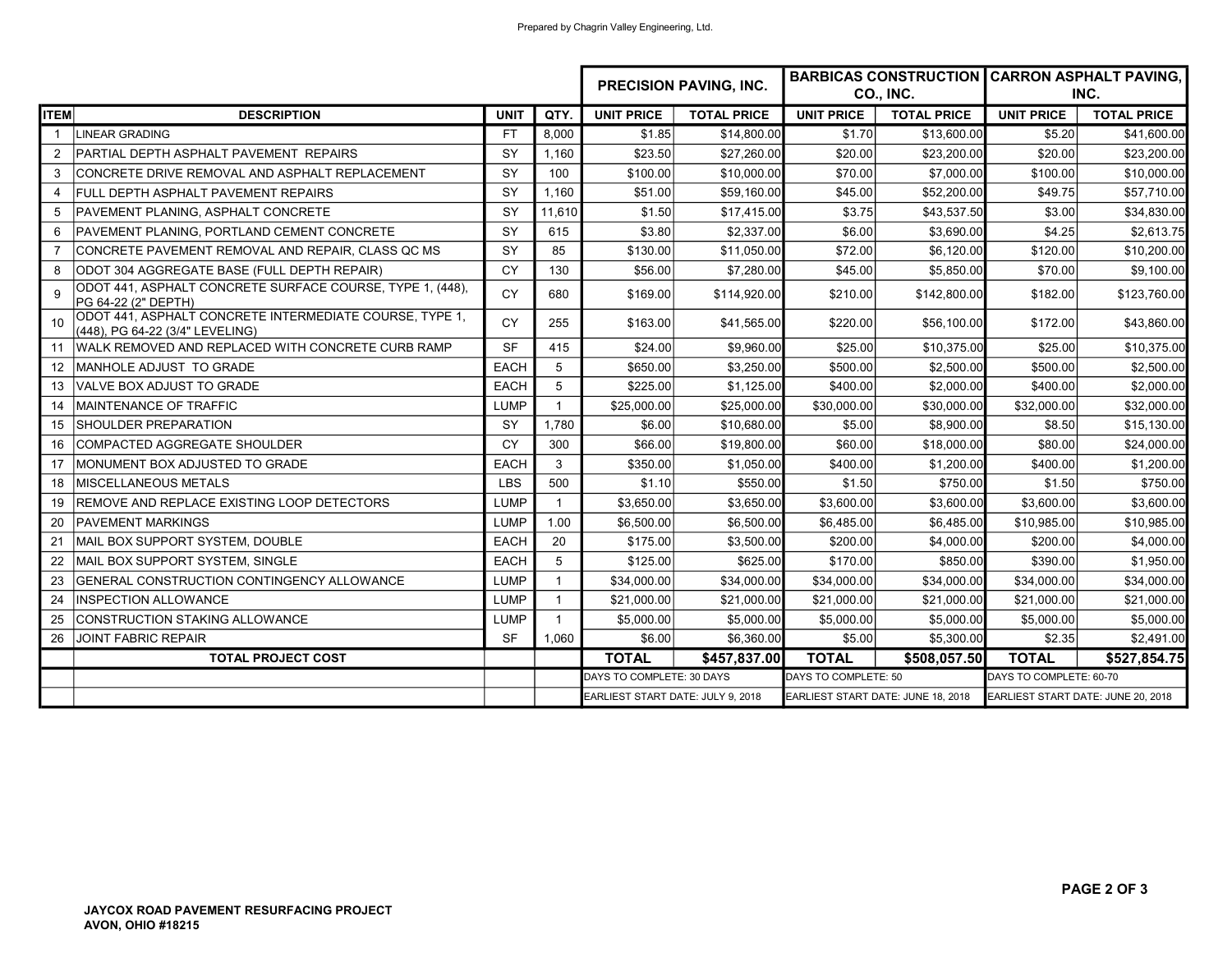Prepared by Chagrin Valley Engineering, Ltd.

| ITEM | DESCRIPTION | UNIT | QTY. | PRECISION PAVING, INC. | | BARBICAS CONSTRUCTION CO., INC. | | CARRON ASPHALT PAVING, INC. | |
|---|---|---|---|---|---|---|---|---|---|
| | | | | UNIT PRICE | TOTAL PRICE | UNIT PRICE | TOTAL PRICE | UNIT PRICE | TOTAL PRICE |
| 1 | LINEAR GRADING | FT | 8,000 | $1.85 | $14,800.00 | $1.70 | $13,600.00 | $5.20 | $41,600.00 |
| 2 | PARTIAL DEPTH ASPHALT PAVEMENT REPAIRS | SY | 1,160 | $23.50 | $27,260.00 | $20.00 | $23,200.00 | $20.00 | $23,200.00 |
| 3 | CONCRETE DRIVE REMOVAL AND ASPHALT REPLACEMENT | SY | 100 | $100.00 | $10,000.00 | $70.00 | $7,000.00 | $100.00 | $10,000.00 |
| 4 | FULL DEPTH ASPHALT PAVEMENT REPAIRS | SY | 1,160 | $51.00 | $59,160.00 | $45.00 | $52,200.00 | $49.75 | $57,710.00 |
| 5 | PAVEMENT PLANING, ASPHALT CONCRETE | SY | 11,610 | $1.50 | $17,415.00 | $3.75 | $43,537.50 | $3.00 | $34,830.00 |
| 6 | PAVEMENT PLANING, PORTLAND CEMENT CONCRETE | SY | 615 | $3.80 | $2,337.00 | $6.00 | $3,690.00 | $4.25 | $2,613.75 |
| 7 | CONCRETE PAVEMENT REMOVAL AND REPAIR, CLASS QC MS | SY | 85 | $130.00 | $11,050.00 | $72.00 | $6,120.00 | $120.00 | $10,200.00 |
| 8 | ODOT 304 AGGREGATE BASE (FULL DEPTH REPAIR) | CY | 130 | $56.00 | $7,280.00 | $45.00 | $5,850.00 | $70.00 | $9,100.00 |
| 9 | ODOT 441, ASPHALT CONCRETE SURFACE COURSE, TYPE 1, (448), PG 64-22 (2" DEPTH) | CY | 680 | $169.00 | $114,920.00 | $210.00 | $142,800.00 | $182.00 | $123,760.00 |
| 10 | ODOT 441, ASPHALT CONCRETE INTERMEDIATE COURSE, TYPE 1, (448), PG 64-22 (3/4" LEVELING) | CY | 255 | $163.00 | $41,565.00 | $220.00 | $56,100.00 | $172.00 | $43,860.00 |
| 11 | WALK REMOVED AND REPLACED WITH CONCRETE CURB RAMP | SF | 415 | $24.00 | $9,960.00 | $25.00 | $10,375.00 | $25.00 | $10,375.00 |
| 12 | MANHOLE ADJUST TO GRADE | EACH | 5 | $650.00 | $3,250.00 | $500.00 | $2,500.00 | $500.00 | $2,500.00 |
| 13 | VALVE BOX ADJUST TO GRADE | EACH | 5 | $225.00 | $1,125.00 | $400.00 | $2,000.00 | $400.00 | $2,000.00 |
| 14 | MAINTENANCE OF TRAFFIC | LUMP | 1 | $25,000.00 | $25,000.00 | $30,000.00 | $30,000.00 | $32,000.00 | $32,000.00 |
| 15 | SHOULDER PREPARATION | SY | 1,780 | $6.00 | $10,680.00 | $5.00 | $8,900.00 | $8.50 | $15,130.00 |
| 16 | COMPACTED AGGREGATE SHOULDER | CY | 300 | $66.00 | $19,800.00 | $60.00 | $18,000.00 | $80.00 | $24,000.00 |
| 17 | MONUMENT BOX ADJUSTED TO GRADE | EACH | 3 | $350.00 | $1,050.00 | $400.00 | $1,200.00 | $400.00 | $1,200.00 |
| 18 | MISCELLANEOUS METALS | LBS | 500 | $1.10 | $550.00 | $1.50 | $750.00 | $1.50 | $750.00 |
| 19 | REMOVE AND REPLACE EXISTING LOOP DETECTORS | LUMP | 1 | $3,650.00 | $3,650.00 | $3,600.00 | $3,600.00 | $3,600.00 | $3,600.00 |
| 20 | PAVEMENT MARKINGS | LUMP | 1.00 | $6,500.00 | $6,500.00 | $6,485.00 | $6,485.00 | $10,985.00 | $10,985.00 |
| 21 | MAIL BOX SUPPORT SYSTEM, DOUBLE | EACH | 20 | $175.00 | $3,500.00 | $200.00 | $4,000.00 | $200.00 | $4,000.00 |
| 22 | MAIL BOX SUPPORT SYSTEM, SINGLE | EACH | 5 | $125.00 | $625.00 | $170.00 | $850.00 | $390.00 | $1,950.00 |
| 23 | GENERAL CONSTRUCTION CONTINGENCY ALLOWANCE | LUMP | 1 | $34,000.00 | $34,000.00 | $34,000.00 | $34,000.00 | $34,000.00 | $34,000.00 |
| 24 | INSPECTION ALLOWANCE | LUMP | 1 | $21,000.00 | $21,000.00 | $21,000.00 | $21,000.00 | $21,000.00 | $21,000.00 |
| 25 | CONSTRUCTION STAKING ALLOWANCE | LUMP | 1 | $5,000.00 | $5,000.00 | $5,000.00 | $5,000.00 | $5,000.00 | $5,000.00 |
| 26 | JOINT FABRIC REPAIR | SF | 1,060 | $6.00 | $6,360.00 | $5.00 | $5,300.00 | $2.35 | $2,491.00 |
| | **TOTAL PROJECT COST** | | | **TOTAL** | **$457,837.00** | **TOTAL** | **$508,057.50** | **TOTAL** | **$527,854.75** |
| | | | | DAYS TO COMPLETE: 30 DAYS | | DAYS TO COMPLETE: 50 | | DAYS TO COMPLETE: 60-70 | |
| | | | | EARLIEST START DATE: JULY 9, 2018 | | EARLIEST START DATE: JUNE 18, 2018 | | EARLIEST START DATE: JUNE 20, 2018 | |

**JAYCOX ROAD PAVEMENT RESURFACING PROJECT**
**AVON, OHIO #18215**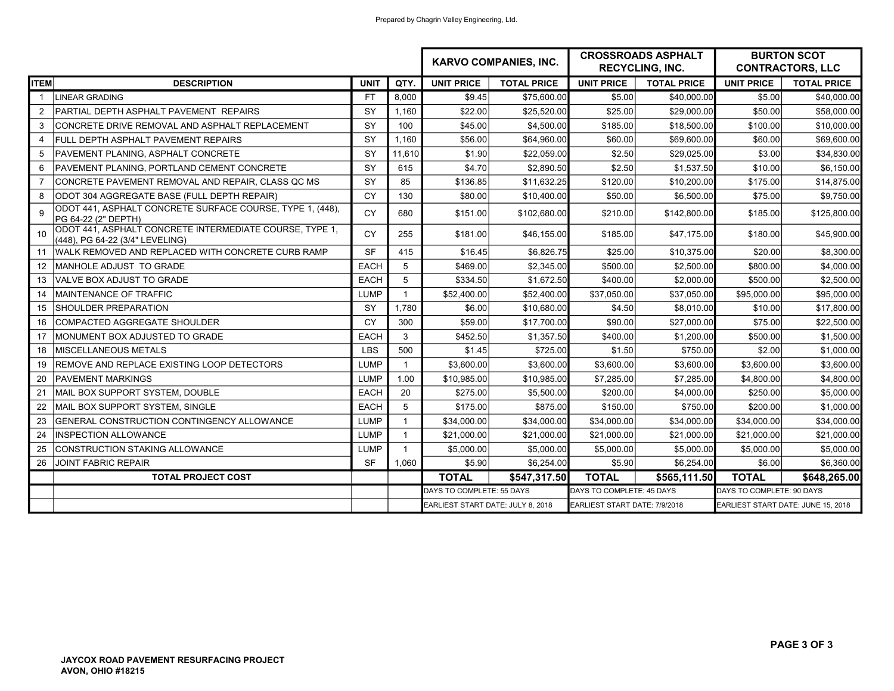Prepared by Chagrin Valley Engineering, Ltd.

| | | | | KARVO COMPANIES, INC. | | CROSSROADS ASPHALT RECYCLING, INC. | | BURTON SCOT CONTRACTORS, LLC | |
|---|---|---|---|---|---|---|---|---|---|
| ITEM | DESCRIPTION | UNIT | QTY. | UNIT PRICE | TOTAL PRICE | UNIT PRICE | TOTAL PRICE | UNIT PRICE | TOTAL PRICE |
| 1 | LINEAR GRADING | FT | 8,000 | $9.45 | $75,600.00 | $5.00 | $40,000.00 | $5.00 | $40,000.00 |
| 2 | PARTIAL DEPTH ASPHALT PAVEMENT REPAIRS | SY | 1,160 | $22.00 | $25,520.00 | $25.00 | $29,000.00 | $50.00 | $58,000.00 |
| 3 | CONCRETE DRIVE REMOVAL AND ASPHALT REPLACEMENT | SY | 100 | $45.00 | $4,500.00 | $185.00 | $18,500.00 | $100.00 | $10,000.00 |
| 4 | FULL DEPTH ASPHALT PAVEMENT REPAIRS | SY | 1,160 | $56.00 | $64,960.00 | $60.00 | $69,600.00 | $60.00 | $69,600.00 |
| 5 | PAVEMENT PLANING, ASPHALT CONCRETE | SY | 11,610 | $1.90 | $22,059.00 | $2.50 | $29,025.00 | $3.00 | $34,830.00 |
| 6 | PAVEMENT PLANING, PORTLAND CEMENT CONCRETE | SY | 615 | $4.70 | $2,890.50 | $2.50 | $1,537.50 | $10.00 | $6,150.00 |
| 7 | CONCRETE PAVEMENT REMOVAL AND REPAIR, CLASS QC MS | SY | 85 | $136.85 | $11,632.25 | $120.00 | $10,200.00 | $175.00 | $14,875.00 |
| 8 | ODOT 304 AGGREGATE BASE (FULL DEPTH REPAIR) | CY | 130 | $80.00 | $10,400.00 | $50.00 | $6,500.00 | $75.00 | $9,750.00 |
| 9 | ODOT 441, ASPHALT CONCRETE SURFACE COURSE, TYPE 1, (448), PG 64-22 (2" DEPTH) | CY | 680 | $151.00 | $102,680.00 | $210.00 | $142,800.00 | $185.00 | $125,800.00 |
| 10 | ODOT 441, ASPHALT CONCRETE INTERMEDIATE COURSE, TYPE 1, (448), PG 64-22 (3/4" LEVELING) | CY | 255 | $181.00 | $46,155.00 | $185.00 | $47,175.00 | $180.00 | $45,900.00 |
| 11 | WALK REMOVED AND REPLACED WITH CONCRETE CURB RAMP | SF | 415 | $16.45 | $6,826.75 | $25.00 | $10,375.00 | $20.00 | $8,300.00 |
| 12 | MANHOLE ADJUST TO GRADE | EACH | 5 | $469.00 | $2,345.00 | $500.00 | $2,500.00 | $800.00 | $4,000.00 |
| 13 | VALVE BOX ADJUST TO GRADE | EACH | 5 | $334.50 | $1,672.50 | $400.00 | $2,000.00 | $500.00 | $2,500.00 |
| 14 | MAINTENANCE OF TRAFFIC | LUMP | 1 | $52,400.00 | $52,400.00 | $37,050.00 | $37,050.00 | $95,000.00 | $95,000.00 |
| 15 | SHOULDER PREPARATION | SY | 1,780 | $6.00 | $10,680.00 | $4.50 | $8,010.00 | $10.00 | $17,800.00 |
| 16 | COMPACTED AGGREGATE SHOULDER | CY | 300 | $59.00 | $17,700.00 | $90.00 | $27,000.00 | $75.00 | $22,500.00 |
| 17 | MONUMENT BOX ADJUSTED TO GRADE | EACH | 3 | $452.50 | $1,357.50 | $400.00 | $1,200.00 | $500.00 | $1,500.00 |
| 18 | MISCELLANEOUS METALS | LBS | 500 | $1.45 | $725.00 | $1.50 | $750.00 | $2.00 | $1,000.00 |
| 19 | REMOVE AND REPLACE EXISTING LOOP DETECTORS | LUMP | 1 | $3,600.00 | $3,600.00 | $3,600.00 | $3,600.00 | $3,600.00 | $3,600.00 |
| 20 | PAVEMENT MARKINGS | LUMP | 1.00 | $10,985.00 | $10,985.00 | $7,285.00 | $7,285.00 | $4,800.00 | $4,800.00 |
| 21 | MAIL BOX SUPPORT SYSTEM, DOUBLE | EACH | 20 | $275.00 | $5,500.00 | $200.00 | $4,000.00 | $250.00 | $5,000.00 |
| 22 | MAIL BOX SUPPORT SYSTEM, SINGLE | EACH | 5 | $175.00 | $875.00 | $150.00 | $750.00 | $200.00 | $1,000.00 |
| 23 | GENERAL CONSTRUCTION CONTINGENCY ALLOWANCE | LUMP | 1 | $34,000.00 | $34,000.00 | $34,000.00 | $34,000.00 | $34,000.00 | $34,000.00 |
| 24 | INSPECTION ALLOWANCE | LUMP | 1 | $21,000.00 | $21,000.00 | $21,000.00 | $21,000.00 | $21,000.00 | $21,000.00 |
| 25 | CONSTRUCTION STAKING ALLOWANCE | LUMP | 1 | $5,000.00 | $5,000.00 | $5,000.00 | $5,000.00 | $5,000.00 | $5,000.00 |
| 26 | JOINT FABRIC REPAIR | SF | 1,060 | $5.90 | $6,254.00 | $5.90 | $6,254.00 | $6.00 | $6,360.00 |
| | **TOTAL PROJECT COST** | | | **TOTAL** | **$547,317.50** | **TOTAL** | **$565,111.50** | **TOTAL** | **$648,265.00** |
| | | | | DAYS TO COMPLETE: 55 DAYS | | DAYS TO COMPLETE: 45 DAYS | | DAYS TO COMPLETE: 90 DAYS | |
| | | | | EARLIEST START DATE: JULY 8, 2018 | | EARLIEST START DATE: 7/9/2018 | | EARLIEST START DATE: JUNE 15, 2018 | |

**JAYCOX ROAD PAVEMENT RESURFACING PROJECT**
**AVON, OHIO #18215**